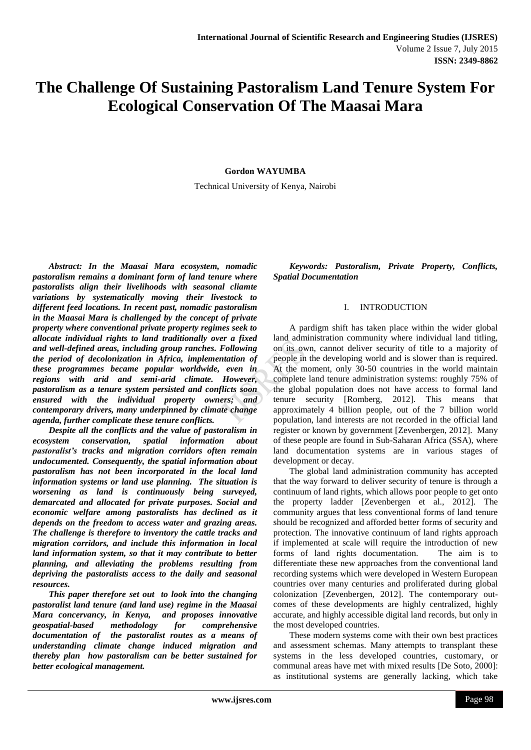# The Challenge Of Sustaining Pastoralism Land Tenure System For Ecological Conservation Of The Maasai Mara

**Gordon WAYUMBA**

Technical University of Kenya, Nairobi

***Abstract:** In the Maasai Mara ecosystem, nomadic pastoralism remains a dominant form of land tenure where pastoralists align their livelihoods with seasonal cliamte variations by systematically moving their livestock to different feed locations. In recent past, nomadic pastoralism in the Maasai Mara is challenged by the concept of private property where conventional private property regimes seek to allocate individual rights to land traditionally over a fixed and well-defined areas, including group ranches. Following the period of decolonization in Africa, implementation of these programmes became popular worldwide, even in regions with arid and semi-arid climate. However, pastoralism as a tenure system persisted and conflicts soon ensured with the individual property owners; and contemporary drivers, many underpinned by climate change agenda, further complicate these tenure conflicts.*

*Despite all the conflicts and the value of pastoralism in ecosystem conservation, spatial information about pastoralist's tracks and migration corridors often remain undocumented. Consequently, the spatial information about pastoralism has not been incorporated in the local land information systems or land use planning. The situation is worsening as land is continuously being surveyed, demarcated and allocated for private purposes. Social and economic welfare among pastoralists has declined as it depends on the freedom to access water and grazing areas. The challenge is therefore to inventory the cattle tracks and migration corridors, and include this information in local land information system, so that it may contribute to better planning, and alleviating the problems resulting from depriving the pastoralists access to the daily and seasonal resources.*

*This paper therefore set out to look into the changing pastoralist land tenure (and land use) regime in the Maasai Mara concervancy, in Kenya, and proposes innovative geospatial-based methodology for comprehensive documentation of the pastoralist routes as a means of understanding climate change induced migration and thereby plan how pastoralism can be better sustained for better ecological management.*

***Keywords:** Pastoralism, Private Property, Conflicts, Spatial Documentation*

## I. INTRODUCTION

A pardigm shift has taken place within the wider global land administration community where individual land titling, on its own, cannot deliver security of title to a majority of people in the developing world and is slower than is required. At the moment, only 30-50 countries in the world maintain complete land tenure administration systems: roughly 75% of the global population does not have access to formal land tenure security [Romberg, 2012]. This means that approximately 4 billion people, out of the 7 billion world population, land interests are not recorded in the official land register or known by government [Zevenbergen, 2012]. Many of these people are found in Sub-Saharan Africa (SSA), where land documentation systems are in various stages of development or decay.

The global land administration community has accepted that the way forward to deliver security of tenure is through a continuum of land rights, which allows poor people to get onto the property ladder [Zevenbergen et al., 2012]. The community argues that less conventional forms of land tenure should be recognized and afforded better forms of security and protection. The innovative continuum of land rights approach if implemented at scale will require the introduction of new forms of land rights documentation. The aim is to differentiate these new approaches from the conventional land recording systems which were developed in Western European countries over many centuries and proliferated during global colonization [Zevenbergen, 2012]. The contemporary out-comes of these developments are highly centralized, highly accurate, and highly accessible digital land records, but only in the most developed countries.

These modern systems come with their own best practices and assessment schemas. Many attempts to transplant these systems in the less developed countries, customary, or communal areas have met with mixed results [De Soto, 2000]: as institutional systems are generally lacking, which take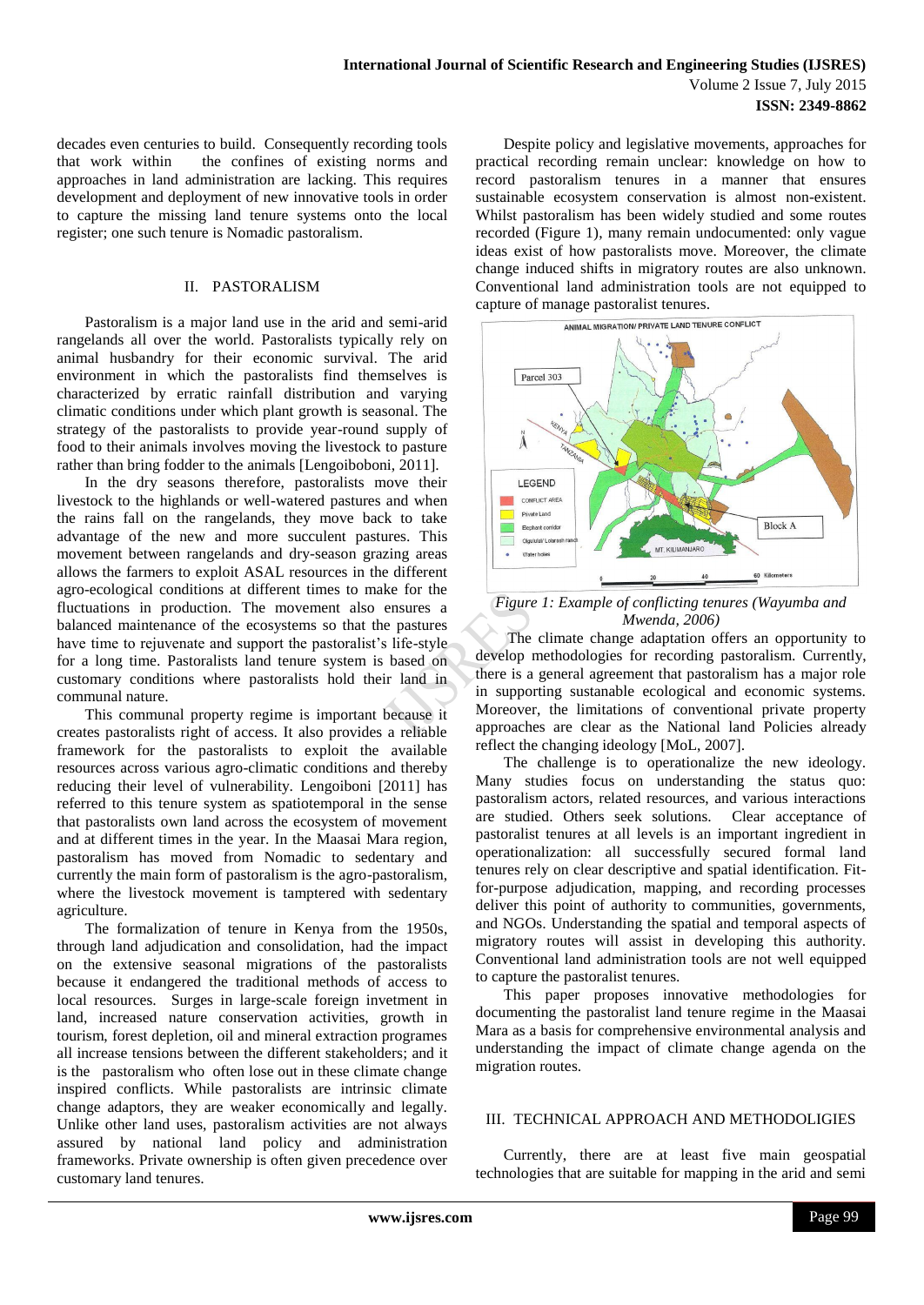decades even centuries to build. Consequently recording tools that work within the confines of existing norms and approaches in land administration are lacking. This requires development and deployment of new innovative tools in order to capture the missing land tenure systems onto the local register; one such tenure is Nomadic pastoralism.

## II. PASTORALISM

Pastoralism is a major land use in the arid and semi-arid rangelands all over the world. Pastoralists typically rely on animal husbandry for their economic survival. The arid environment in which the pastoralists find themselves is characterized by erratic rainfall distribution and varying climatic conditions under which plant growth is seasonal. The strategy of the pastoralists to provide year-round supply of food to their animals involves moving the livestock to pasture rather than bring fodder to the animals [Lengoiboboni, 2011].

In the dry seasons therefore, pastoralists move their livestock to the highlands or well-watered pastures and when the rains fall on the rangelands, they move back to take advantage of the new and more succulent pastures. This movement between rangelands and dry-season grazing areas allows the farmers to exploit ASAL resources in the different agro-ecological conditions at different times to make for the fluctuations in production. The movement also ensures a balanced maintenance of the ecosystems so that the pastures have time to rejuvenate and support the pastoralist's life-style for a long time. Pastoralists land tenure system is based on customary conditions where pastoralists hold their land in communal nature.

This communal property regime is important because it creates pastoralists right of access. It also provides a reliable framework for the pastoralists to exploit the available resources across various agro-climatic conditions and thereby reducing their level of vulnerability. Lengoiboni [2011] has referred to this tenure system as spatiotemporal in the sense that pastoralists own land across the ecosystem of movement and at different times in the year. In the Maasai Mara region, pastoralism has moved from Nomadic to sedentary and currently the main form of pastoralism is the agro-pastoralism, where the livestock movement is tamptered with sedentary agriculture.

The formalization of tenure in Kenya from the 1950s, through land adjudication and consolidation, had the impact on the extensive seasonal migrations of the pastoralists because it endangered the traditional methods of access to local resources. Surges in large-scale foreign invetment in land, increased nature conservation activities, growth in tourism, forest depletion, oil and mineral extraction programes all increase tensions between the different stakeholders; and it is the pastoralism who often lose out in these climate change inspired conflicts. While pastoralists are intrinsic climate change adaptors, they are weaker economically and legally. Unlike other land uses, pastoralism activities are not always assured by national land policy and administration frameworks. Private ownership is often given precedence over customary land tenures.

Despite policy and legislative movements, approaches for practical recording remain unclear: knowledge on how to record pastoralism tenures in a manner that ensures sustainable ecosystem conservation is almost non-existent. Whilst pastoralism has been widely studied and some routes recorded (Figure 1), many remain undocumented: only vague ideas exist of how pastoralists move. Moreover, the climate change induced shifts in migratory routes are also unknown. Conventional land administration tools are not equipped to capture of manage pastoralist tenures.

*Figure 1: Example of conflicting tenures (Wayumba and Mwenda, 2006)*

The climate change adaptation offers an opportunity to develop methodologies for recording pastoralism. Currently, there is a general agreement that pastoralism has a major role in supporting sustanable ecological and economic systems. Moreover, the limitations of conventional private property approaches are clear as the National land Policies already reflect the changing ideology [MoL, 2007].

The challenge is to operationalize the new ideology. Many studies focus on understanding the status quo: pastoralism actors, related resources, and various interactions are studied. Others seek solutions. Clear acceptance of pastoralist tenures at all levels is an important ingredient in operationalization: all successfully secured formal land tenures rely on clear descriptive and spatial identification. Fit-for-purpose adjudication, mapping, and recording processes deliver this point of authority to communities, governments, and NGOs. Understanding the spatial and temporal aspects of migratory routes will assist in developing this authority. Conventional land administration tools are not well equipped to capture the pastoralist tenures.

This paper proposes innovative methodologies for documenting the pastoralist land tenure regime in the Maasai Mara as a basis for comprehensive environmental analysis and understanding the impact of climate change agenda on the migration routes.

## III. TECHNICAL APPROACH AND METHODOLIGIES

Currently, there are at least five main geospatial technologies that are suitable for mapping in the arid and semi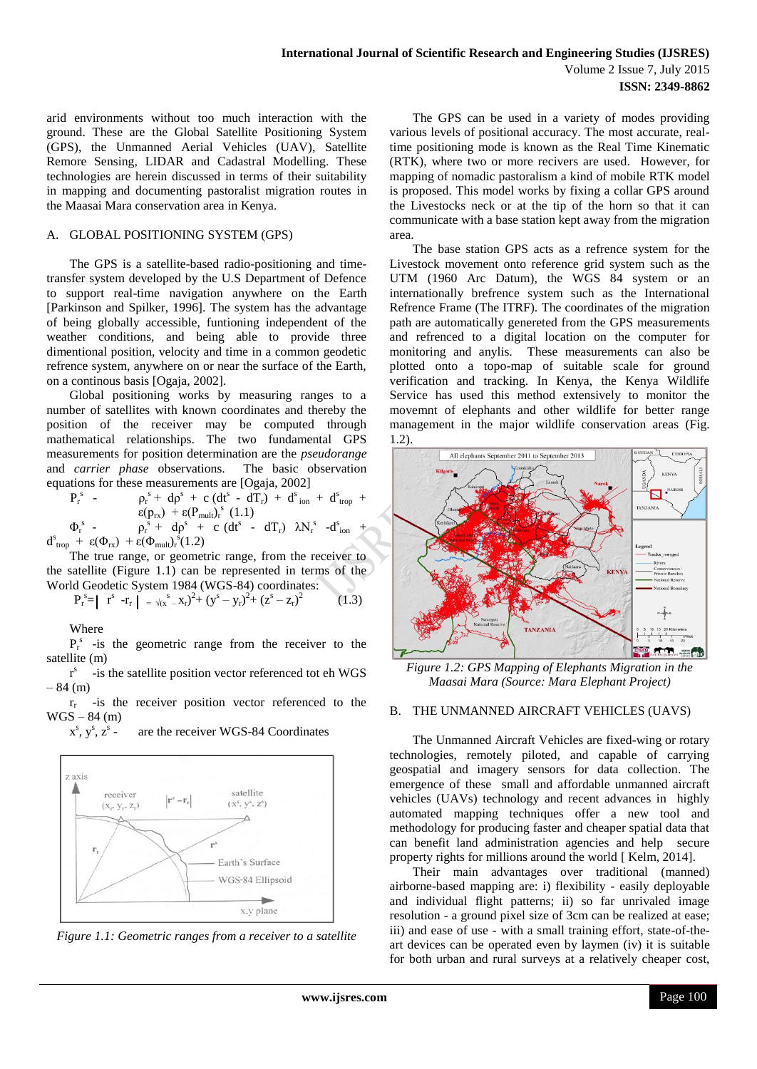arid environments without too much interaction with the ground. These are the Global Satellite Positioning System (GPS), the Unmanned Aerial Vehicles (UAV), Satellite Remote Sensing, LIDAR and Cadastral Modelling. These technologies are herein discussed in terms of their suitability in mapping and documenting pastoralist migration routes in the Maasai Mara conservation area in Kenya.

## A. GLOBAL POSITIONING SYSTEM (GPS)

The GPS is a satellite-based radio-positioning and time-transfer system developed by the U.S Department of Defence to support real-time navigation anywhere on the Earth [Parkinson and Spilker, 1996]. The system has the advantage of being globally accessible, funtioning independent of the weather conditions, and being able to provide three dimentional position, velocity and time in a common geodetic refrence system, anywhere on or near the surface of the Earth, on a continous basis [Ogaja, 2002].

Global positioning works by measuring ranges to a number of satellites with known coordinates and thereby the position of the receiver may be computed through mathematical relationships. The two fundamental GPS measurements for position determination are the *pseudorange* and *carrier phase* observations. The basic observation equations for these measurements are [Ogaja, 2002]

$$P_r^s - \rho_r^s + d\rho^s + c\,(dt^s - dT_r) + d^s_{ion} + d^s_{trop} + \varepsilon(p_{rx}) + \varepsilon(P_{mult})_r^s \quad (1.1)$$

$$\Phi_r^s - \rho_r^s + d\rho^s + c\,(dt^s - dT_r)\;\lambda N_r^s - d^s_{ion} + d^s_{trop} + \varepsilon(\Phi_{rx}) + \varepsilon(\Phi_{mult})_r^s \quad (1.2)$$

The true range, or geometric range, from the receiver to the satellite (Figure 1.1) can be represented in terms of the World Geodetic System 1984 (WGS-84) coordinates:

$$P_r^s = \left| r^s - r_r \right| = \sqrt{(x^s - x_r)^2 + (y^s - y_r)^2 + (z^s - z_r)^2} \quad (1.3)$$

Where

$P_r^s$ -is the geometric range from the receiver to the satellite (m)

$r^s$ -is the satellite position vector referenced tot eh WGS – 84 (m)

$r_r$ -is the receiver position vector referenced to the WGS – 84 (m)

$x^s, y^s, z^s$ - are the receiver WGS-84 Coordinates

*Figure 1.1: Geometric ranges from a receiver to a satellite*

The GPS can be used in a variety of modes providing various levels of positional accuracy. The most accurate, real-time positioning mode is known as the Real Time Kinematic (RTK), where two or more recivers are used. However, for mapping of nomadic pastoralism a kind of mobile RTK model is proposed. This model works by fixing a collar GPS around the Livestocks neck or at the tip of the horn so that it can communicate with a base station kept away from the migration area.

The base station GPS acts as a refrence system for the Livestock movement onto reference grid system such as the UTM (1960 Arc Datum), the WGS 84 system or an internationally brefrence system such as the International Refrence Frame (The ITRF). The coordinates of the migration path are automatically genereted from the GPS measurements and refrenced to a digital location on the computer for monitoring and anylis. These measurements can also be plotted onto a topo-map of suitable scale for ground verification and tracking. In Kenya, the Kenya Wildlife Service has used this method extensively to monitor the movemnt of elephants and other wildlife for better range management in the major wildlife conservation areas (Fig. 1.2).

*Figure 1.2: GPS Mapping of Elephants Migration in the Maasai Mara (Source: Mara Elephant Project)*

## B. THE UNMANNED AIRCRAFT VEHICLES (UAVS)

The Unmanned Aircraft Vehicles are fixed-wing or rotary technologies, remotely piloted, and capable of carrying geospatial and imagery sensors for data collection. The emergence of these small and affordable unmanned aircraft vehicles (UAVs) technology and recent advances in highly automated mapping techniques offer a new tool and methodology for producing faster and cheaper spatial data that can benefit land administration agencies and help secure property rights for millions around the world [ Kelm, 2014].

Their main advantages over traditional (manned) airborne-based mapping are: i) flexibility - easily deployable and individual flight patterns; ii) so far unrivaled image resolution - a ground pixel size of 3cm can be realized at ease; iii) and ease of use - with a small training effort, state-of-the-art devices can be operated even by laymen (iv) it is suitable for both urban and rural surveys at a relatively cheaper cost,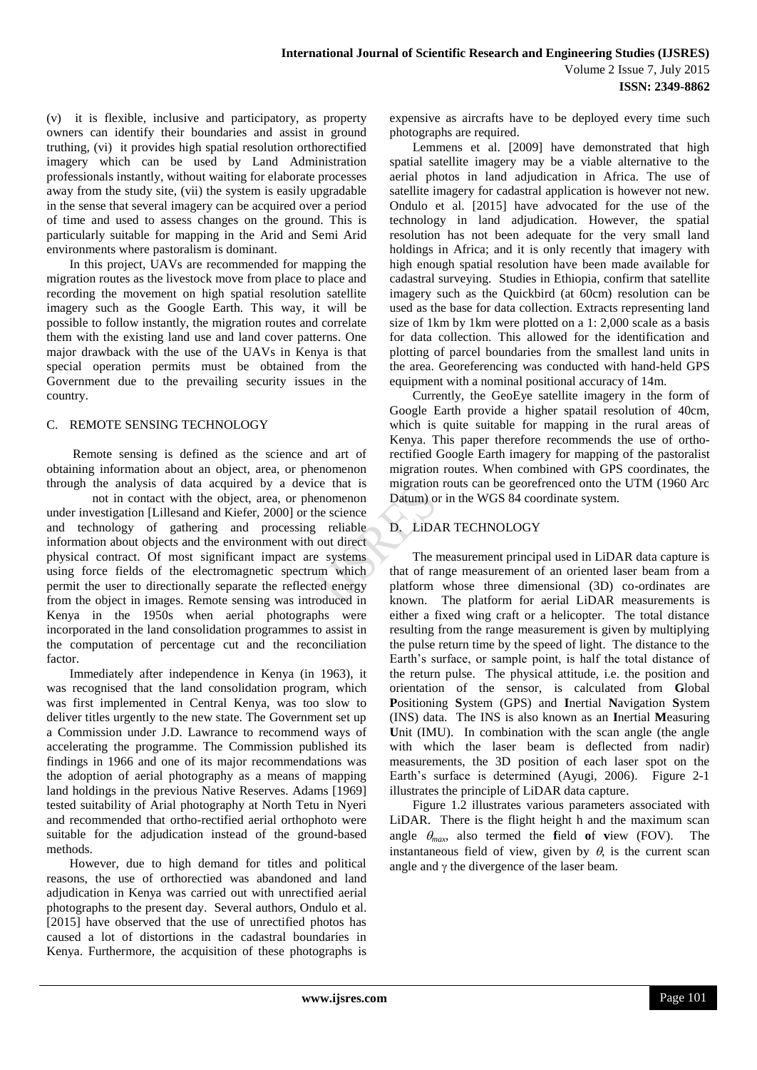(v) it is flexible, inclusive and participatory, as property owners can identify their boundaries and assist in ground truthing, (vi) it provides high spatial resolution orthorectified imagery which can be used by Land Administration professionals instantly, without waiting for elaborate processes away from the study site, (vii) the system is easily upgradable in the sense that several imagery can be acquired over a period of time and used to assess changes on the ground. This is particularly suitable for mapping in the Arid and Semi Arid environments where pastoralism is dominant.

In this project, UAVs are recommended for mapping the migration routes as the livestock move from place to place and recording the movement on high spatial resolution satellite imagery such as the Google Earth. This way, it will be possible to follow instantly, the migration routes and correlate them with the existing land use and land cover patterns. One major drawback with the use of the UAVs in Kenya is that special operation permits must be obtained from the Government due to the prevailing security issues in the country.

## C. REMOTE SENSING TECHNOLOGY

Remote sensing is defined as the science and art of obtaining information about an object, area, or phenomenon through the analysis of data acquired by a device that is not in contact with the object, area, or phenomenon under investigation [Lillesand and Kiefer, 2000] or the science and technology of gathering and processing reliable information about objects and the environment with out direct physical contract. Of most significant impact are systems using force fields of the electromagnetic spectrum which permit the user to directionally separate the reflected energy from the object in images. Remote sensing was introduced in Kenya in the 1950s when aerial photographs were incorporated in the land consolidation programmes to assist in the computation of percentage cut and the reconciliation factor.

Immediately after independence in Kenya (in 1963), it was recognised that the land consolidation program, which was first implemented in Central Kenya, was too slow to deliver titles urgently to the new state. The Government set up a Commission under J.D. Lawrance to recommend ways of accelerating the programme. The Commission published its findings in 1966 and one of its major recommendations was the adoption of aerial photography as a means of mapping land holdings in the previous Native Reserves. Adams [1969] tested suitability of Arial photography at North Tetu in Nyeri and recommended that ortho-rectified aerial orthophoto were suitable for the adjudication instead of the ground-based methods.

However, due to high demand for titles and political reasons, the use of orthorectied was abandoned and land adjudication in Kenya was carried out with unrectified aerial photographs to the present day. Several authors, Ondulo et al. [2015] have observed that the use of unrectified photos has caused a lot of distortions in the cadastral boundaries in Kenya. Furthermore, the acquisition of these photographs is expensive as aircrafts have to be deployed every time such photographs are required.

Lemmens et al. [2009] have demonstrated that high spatial satellite imagery may be a viable alternative to the aerial photos in land adjudication in Africa. The use of satellite imagery for cadastral application is however not new. Ondulo et al. [2015] have advocated for the use of the technology in land adjudication. However, the spatial resolution has not been adequate for the very small land holdings in Africa; and it is only recently that imagery with high enough spatial resolution have been made available for cadastral surveying. Studies in Ethiopia, confirm that satellite imagery such as the Quickbird (at 60cm) resolution can be used as the base for data collection. Extracts representing land size of 1km by 1km were plotted on a 1: 2,000 scale as a basis for data collection. This allowed for the identification and plotting of parcel boundaries from the smallest land units in the area. Georeferencing was conducted with hand-held GPS equipment with a nominal positional accuracy of 14m.

Currently, the GeoEye satellite imagery in the form of Google Earth provide a higher spatail resolution of 40cm, which is quite suitable for mapping in the rural areas of Kenya. This paper therefore recommends the use of ortho-rectified Google Earth imagery for mapping of the pastoralist migration routes. When combined with GPS coordinates, the migration routs can be georefrenced onto the UTM (1960 Arc Datum) or in the WGS 84 coordinate system.

## D. LiDAR TECHNOLOGY

The measurement principal used in LiDAR data capture is that of range measurement of an oriented laser beam from a platform whose three dimensional (3D) co-ordinates are known. The platform for aerial LiDAR measurements is either a fixed wing craft or a helicopter. The total distance resulting from the range measurement is given by multiplying the pulse return time by the speed of light. The distance to the Earth's surface, or sample point, is half the total distance of the return pulse. The physical attitude, i.e. the position and orientation of the sensor, is calculated from **G**lobal **P**ositioning **S**ystem (GPS) and **I**nertial **N**avigation **S**ystem (INS) data. The INS is also known as an **I**nertial **M**easuring **U**nit (IMU). In combination with the scan angle (the angle with which the laser beam is deflected from nadir) measurements, the 3D position of each laser spot on the Earth's surface is determined (Ayugi, 2006). Figure 2-1 illustrates the principle of LiDAR data capture.

Figure 1.2 illustrates various parameters associated with LiDAR. There is the flight height h and the maximum scan angle $\theta_{max}$, also termed the **f**ield **o**f **v**iew (FOV). The instantaneous field of view, given by $\theta$, is the current scan angle and $\gamma$ the divergence of the laser beam.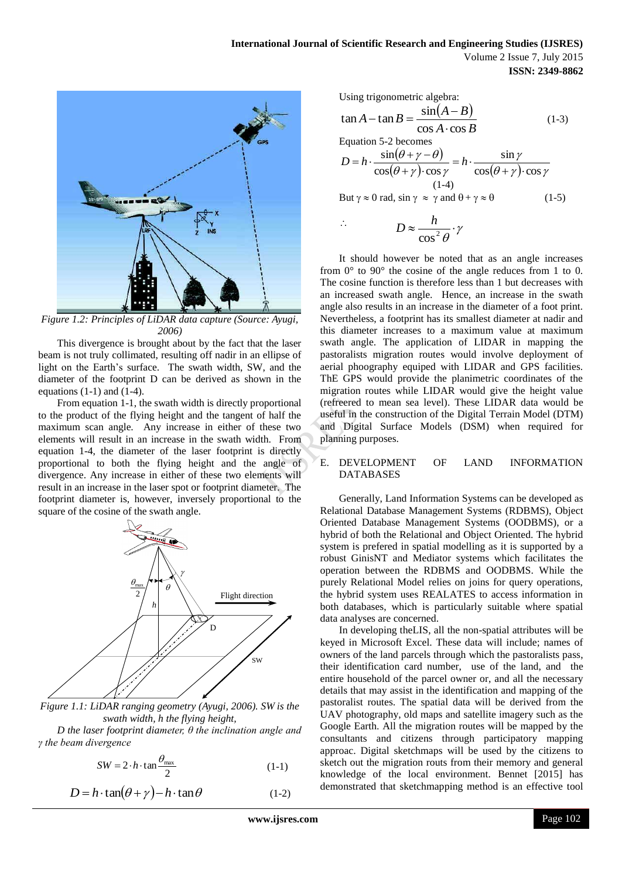Figure 1.2: Principles of LiDAR data capture (Source: Ayugi, 2006)

This divergence is brought about by the fact that the laser beam is not truly collimated, resulting off nadir in an ellipse of light on the Earth's surface. The swath width, SW, and the diameter of the footprint D can be derived as shown in the equations (1-1) and (1-4).

From equation 1-1, the swath width is directly proportional to the product of the flying height and the tangent of half the maximum scan angle. Any increase in either of these two elements will result in an increase in the swath width. From equation 1-4, the diameter of the laser footprint is directly proportional to both the flying height and the angle of divergence. Any increase in either of these two elements will result in an increase in the laser spot or footprint diameter. The footprint diameter is, however, inversely proportional to the square of the cosine of the swath angle.

*Figure 1.1: LiDAR ranging geometry (Ayugi, 2006). SW is the swath width, h the flying height, D the laser footprint diameter, θ the inclination angle and γ the beam divergence*

$$SW = 2 \cdot h \cdot \tan\frac{\theta_{max}}{2} \quad (1\text{-}1)$$

$$D = h \cdot \tan(\theta + \gamma) - h \cdot \tan\theta \quad (1\text{-}2)$$

Using trigonometric algebra:

$$\tan A - \tan B = \frac{\sin(A - B)}{\cos A \cdot \cos B} \quad (1\text{-}3)$$

Equation 5-2 becomes

$$D = h \cdot \frac{\sin(\theta + \gamma - \theta)}{\cos(\theta + \gamma) \cdot \cos\gamma} = h \cdot \frac{\sin\gamma}{\cos(\theta + \gamma) \cdot \cos\gamma} \quad (1\text{-}4)$$

But $\gamma \approx 0$ rad, $\sin\gamma \approx \gamma$ and $\theta + \gamma \approx \theta$ (1-5)

$$\therefore \quad D \approx \frac{h}{\cos^2\theta} \cdot \gamma$$

It should however be noted that as an angle increases from 0° to 90° the cosine of the angle reduces from 1 to 0. The cosine function is therefore less than 1 but decreases with an increased swath angle. Hence, an increase in the swath angle also results in an increase in the diameter of a foot print. Nevertheless, a footprint has its smallest diameter at nadir and this diameter increases to a maximum value at maximum swath angle. The application of LIDAR in mapping the pastoralists migration routes would involve deployment of aerial phoography equiped with LIDAR and GPS facilities. ThE GPS would provide the planimetric coordinates of the migration routes while LIDAR would give the height value (refreered to mean sea level). These LIDAR data would be useful in the construction of the Digital Terrain Model (DTM) and Digital Surface Models (DSM) when required for planning purposes.

## E. DEVELOPMENT OF LAND INFORMATION DATABASES

Generally, Land Information Systems can be developed as Relational Database Management Systems (RDBMS), Object Oriented Database Management Systems (OODBMS), or a hybrid of both the Relational and Object Oriented. The hybrid system is preferred in spatial modelling as it is supported by a robust GinisNT and Mediator systems which facilitates the operation between the RDBMS and OODBMS. While the purely Relational Model relies on joins for query operations, the hybrid system uses REALATES to access information in both databases, which is particularly suitable where spatial data analyses are concerned.

In developing theLIS, all the non-spatial attributes will be keyed in Microsoft Excel. These data will include; names of owners of the land parcels through which the pastoralists pass, their identification card number, use of the land, and the entire household of the parcel owner or, and all the necessary details that may assist in the identification and mapping of the pastoralist routes. The spatial data will be derived from the UAV photography, old maps and satellite imagery such as the Google Earth. All the migration routes will be mapped by the consultants and citizens through participatory mapping approac. Digital sketchmaps will be used by the citizens to sketch out the migration routs from their memory and general knowledge of the local environment. Bennet [2015] has demonstrated that sketchmapping method is an effective tool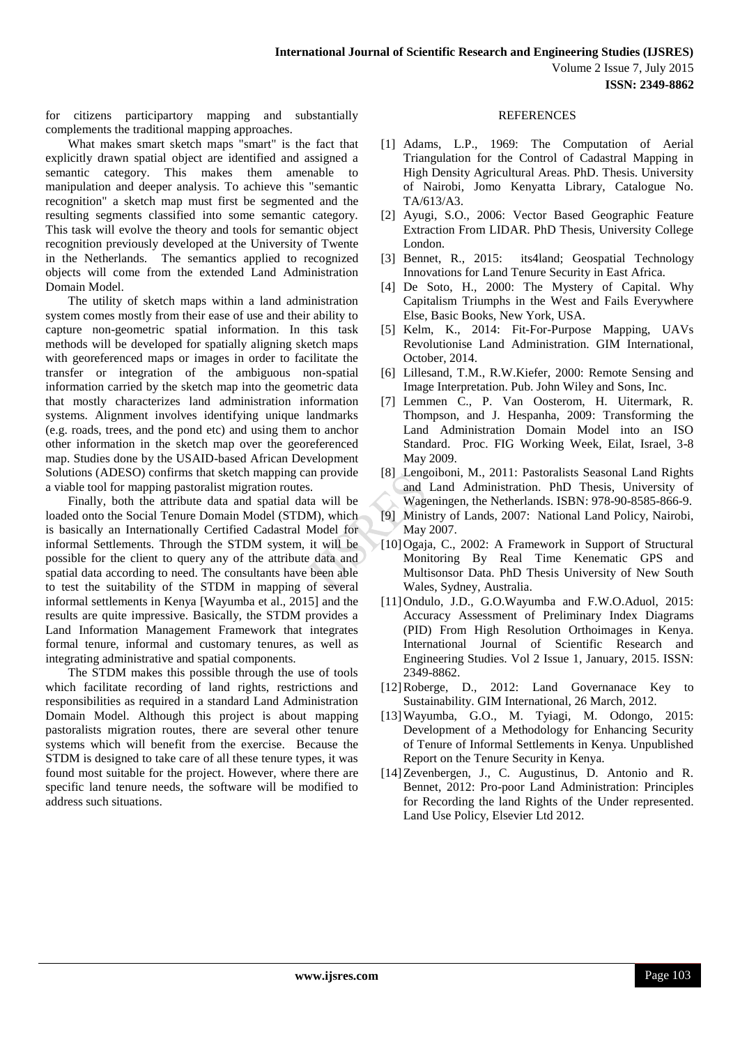for citizens participartory mapping and substantially complements the traditional mapping approaches.

What makes smart sketch maps "smart" is the fact that explicitly drawn spatial object are identified and assigned a semantic category. This makes them amenable to manipulation and deeper analysis. To achieve this "semantic recognition" a sketch map must first be segmented and the resulting segments classified into some semantic category. This task will evolve the theory and tools for semantic object recognition previously developed at the University of Twente in the Netherlands. The semantics applied to recognized objects will come from the extended Land Administration Domain Model.

The utility of sketch maps within a land administration system comes mostly from their ease of use and their ability to capture non-geometric spatial information. In this task methods will be developed for spatially aligning sketch maps with georeferenced maps or images in order to facilitate the transfer or integration of the ambiguous non-spatial information carried by the sketch map into the geometric data that mostly characterizes land administration information systems. Alignment involves identifying unique landmarks (e.g. roads, trees, and the pond etc) and using them to anchor other information in the sketch map over the georeferenced map. Studies done by the USAID-based African Development Solutions (ADESO) confirms that sketch mapping can provide a viable tool for mapping pastoralist migration routes.

Finally, both the attribute data and spatial data will be loaded onto the Social Tenure Domain Model (STDM), which is basically an Internationally Certified Cadastral Model for informal Settlements. Through the STDM system, it will be possible for the client to query any of the attribute data and spatial data according to need. The consultants have been able to test the suitability of the STDM in mapping of several informal settlements in Kenya [Wayumba et al., 2015] and the results are quite impressive. Basically, the STDM provides a Land Information Management Framework that integrates formal tenure, informal and customary tenures, as well as integrating administrative and spatial components.

The STDM makes this possible through the use of tools which facilitate recording of land rights, restrictions and responsibilities as required in a standard Land Administration Domain Model. Although this project is about mapping pastoralists migration routes, there are several other tenure systems which will benefit from the exercise. Because the STDM is designed to take care of all these tenure types, it was found most suitable for the project. However, where there are specific land tenure needs, the software will be modified to address such situations.

## REFERENCES

[1] Adams, L.P., 1969: The Computation of Aerial Triangulation for the Control of Cadastral Mapping in High Density Agricultural Areas. PhD. Thesis. University of Nairobi, Jomo Kenyatta Library, Catalogue No. TA/613/A3.

[2] Ayugi, S.O., 2006: Vector Based Geographic Feature Extraction From LIDAR. PhD Thesis, University College London.

[3] Bennet, R., 2015: its4land; Geospatial Technology Innovations for Land Tenure Security in East Africa.

[4] De Soto, H., 2000: The Mystery of Capital. Why Capitalism Triumphs in the West and Fails Everywhere Else, Basic Books, New York, USA.

[5] Kelm, K., 2014: Fit-For-Purpose Mapping, UAVs Revolutionise Land Administration. GIM International, October, 2014.

[6] Lillesand, T.M., R.W.Kiefer, 2000: Remote Sensing and Image Interpretation. Pub. John Wiley and Sons, Inc.

[7] Lemmen C., P. Van Oosterom, H. Uitermark, R. Thompson, and J. Hespanha, 2009: Transforming the Land Administration Domain Model into an ISO Standard. Proc. FIG Working Week, Eilat, Israel, 3-8 May 2009.

[8] Lengoiboni, M., 2011: Pastoralists Seasonal Land Rights and Land Administration. PhD Thesis, University of Wageningen, the Netherlands. ISBN: 978-90-8585-866-9.

[9] Ministry of Lands, 2007: National Land Policy, Nairobi, May 2007.

[10] Ogaja, C., 2002: A Framework in Support of Structural Monitoring By Real Time Kenematic GPS and Multisonsor Data. PhD Thesis University of New South Wales, Sydney, Australia.

[11] Ondulo, J.D., G.O.Wayumba and F.W.O.Aduol, 2015: Accuracy Assessment of Preliminary Index Diagrams (PID) From High Resolution Orthoimages in Kenya. International Journal of Scientific Research and Engineering Studies. Vol 2 Issue 1, January, 2015. ISSN: 2349-8862.

[12] Roberge, D., 2012: Land Governanace Key to Sustainability. GIM International, 26 March, 2012.

[13] Wayumba, G.O., M. Tyiagi, M. Odongo, 2015: Development of a Methodology for Enhancing Security of Tenure of Informal Settlements in Kenya. Unpublished Report on the Tenure Security in Kenya.

[14] Zevenbergen, J., C. Augustinus, D. Antonio and R. Bennet, 2012: Pro-poor Land Administration: Principles for Recording the land Rights of the Under represented. Land Use Policy, Elsevier Ltd 2012.